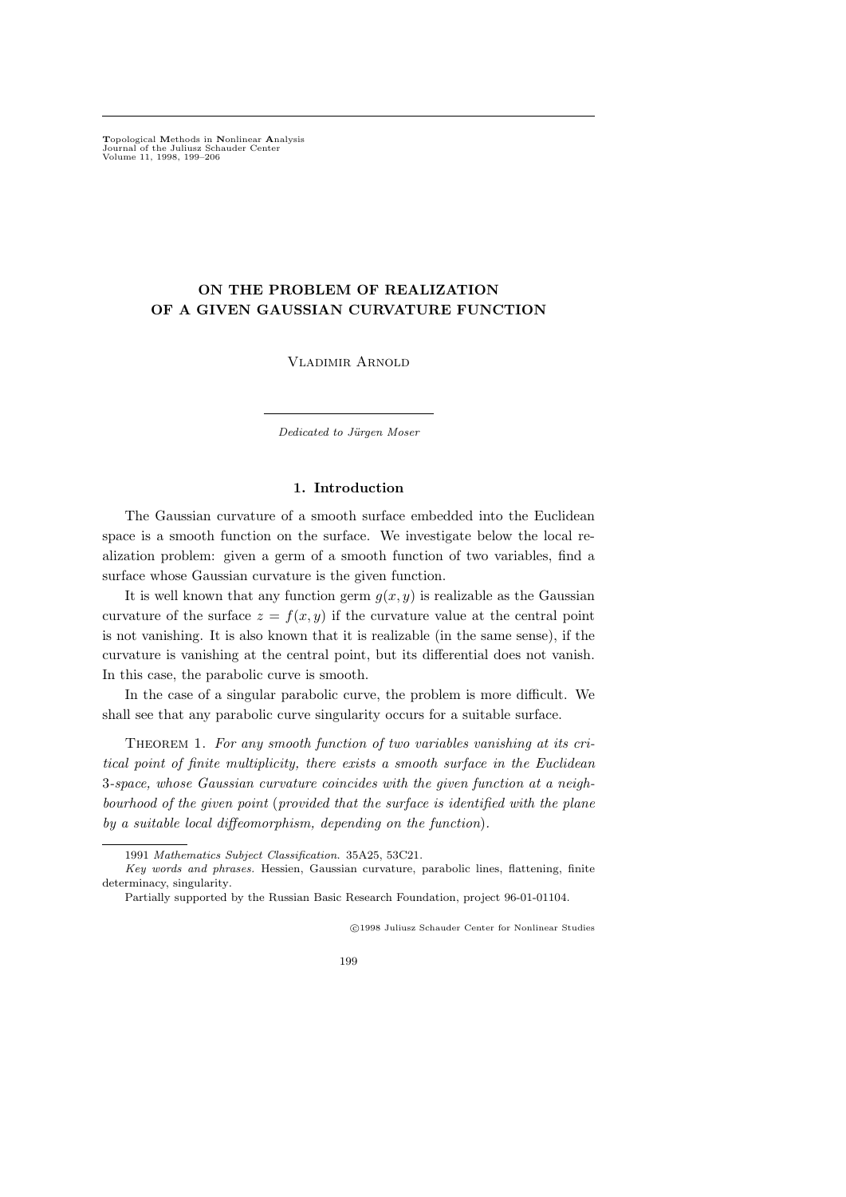# ON THE PROBLEM OF REALIZATION OF A GIVEN GAUSSIAN CURVATURE FUNCTION

Vladimir Arnold

*Dedicated to Jürgen Moser*

## 1. Introduction

The Gaussian curvature of a smooth surface embedded into the Euclidean space is a smooth function on the surface. We investigate below the local realization problem: given a germ of a smooth function of two variables, find a surface whose Gaussian curvature is the given function.

It is well known that any function germ $g(x, y)$ is realizable as the Gaussian curvature of the surface $z = f(x, y)$ if the curvature value at the central point is not vanishing. It is also known that it is realizable (in the same sense), if the curvature is vanishing at the central point, but its differential does not vanish. In this case, the parabolic curve is smooth.

In the case of a singular parabolic curve, the problem is more difficult. We shall see that any parabolic curve singularity occurs for a suitable surface.

Theorem 1. *For any smooth function of two variables vanishing at its critical point of finite multiplicity, there exists a smooth surface in the Euclidean 3-space, whose Gaussian curvature coincides with the given function at a neighbourhood of the given point* (*provided that the surface is identified with the plane by a suitable local diffeomorphism, depending on the function*).

---

1991 *Mathematics Subject Classification.* 35A25, 53C21.

*Key words and phrases.* Hessien, Gaussian curvature, parabolic lines, flattening, finite determinacy, singularity.

Partially supported by the Russian Basic Research Foundation, project 96-01-01104.

©1998 Juliusz Schauder Center for Nonlinear Studies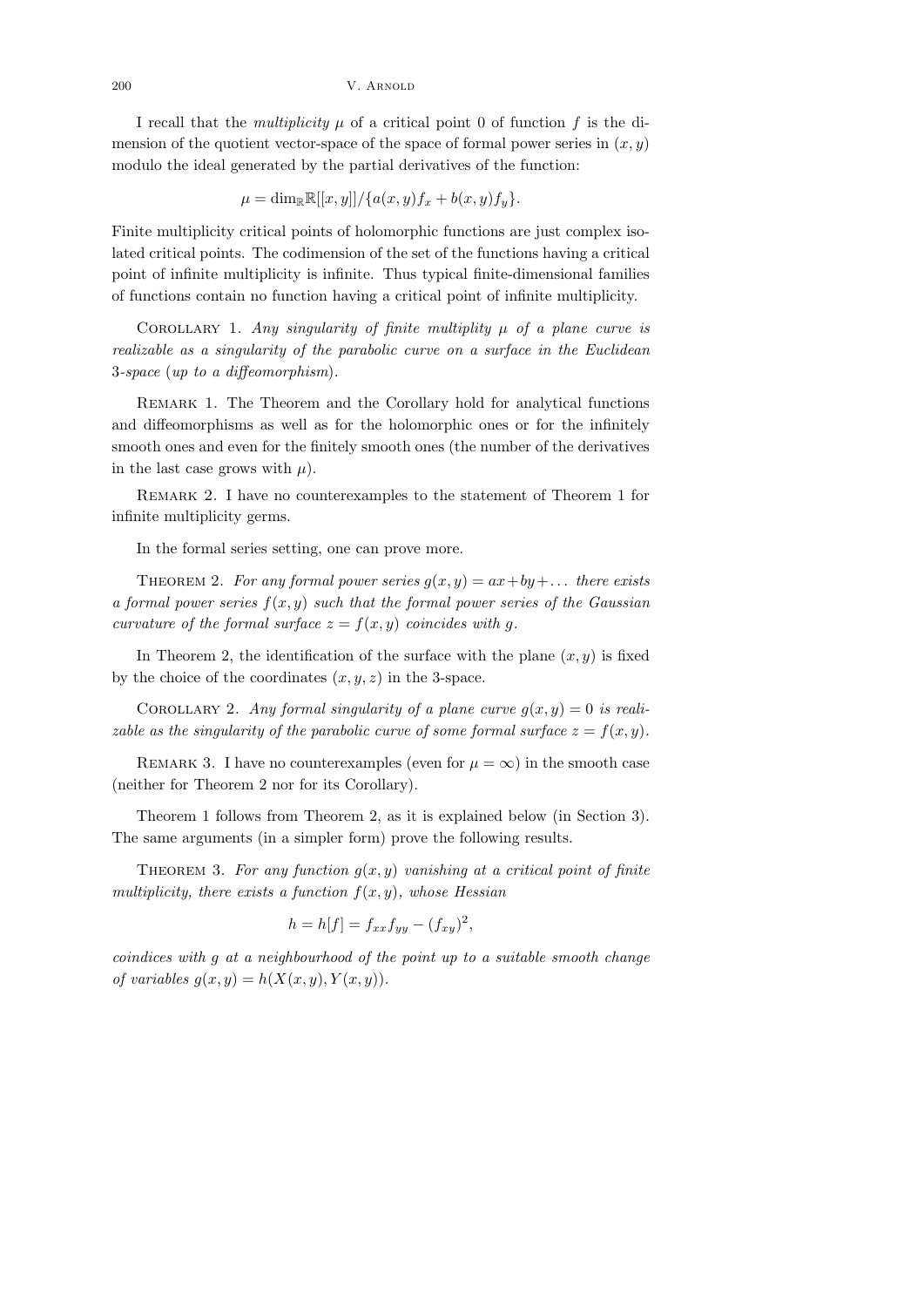I recall that the *multiplicity* $\mu$ of a critical point 0 of function $f$ is the dimension of the quotient vector-space of the space of formal power series in $(x, y)$ modulo the ideal generated by the partial derivatives of the function:

$$\mu = \dim_{\mathbb{R}} \mathbb{R}[[x, y]]/\{a(x, y)f_x + b(x, y)f_y\}.$$

Finite multiplicity critical points of holomorphic functions are just complex isolated critical points. The codimension of the set of the functions having a critical point of infinite multiplicity is infinite. Thus typical finite-dimensional families of functions contain no function having a critical point of infinite multiplicity.

Corollary 1. *Any singularity of finite multiplity $\mu$ of a plane curve is realizable as a singularity of the parabolic curve on a surface in the Euclidean 3-space (up to a diffeomorphism).*

Remark 1. The Theorem and the Corollary hold for analytical functions and diffeomorphisms as well as for the holomorphic ones or for the infinitely smooth ones and even for the finitely smooth ones (the number of the derivatives in the last case grows with $\mu$).

Remark 2. I have no counterexamples to the statement of Theorem 1 for infinite multiplicity germs.

In the formal series setting, one can prove more.

Theorem 2. *For any formal power series $g(x, y) = ax+by+\dots$ there exists a formal power series $f(x, y)$ such that the formal power series of the Gaussian curvature of the formal surface $z = f(x, y)$ coincides with $g$.*

In Theorem 2, the identification of the surface with the plane $(x, y)$ is fixed by the choice of the coordinates $(x, y, z)$ in the 3-space.

Corollary 2. *Any formal singularity of a plane curve $g(x, y) = 0$ is realizable as the singularity of the parabolic curve of some formal surface $z = f(x, y)$.*

Remark 3. I have no counterexamples (even for $\mu = \infty$) in the smooth case (neither for Theorem 2 nor for its Corollary).

Theorem 1 follows from Theorem 2, as it is explained below (in Section 3). The same arguments (in a simpler form) prove the following results.

Theorem 3. *For any function $g(x, y)$ vanishing at a critical point of finite multiplicity, there exists a function $f(x, y)$, whose Hessian*

$$h = h[f] = f_{xx}f_{yy} - (f_{xy})^2,$$

*coincides with $g$ at a neighbourhood of the point up to a suitable smooth change of variables $g(x, y) = h(X(x, y), Y(x, y))$.*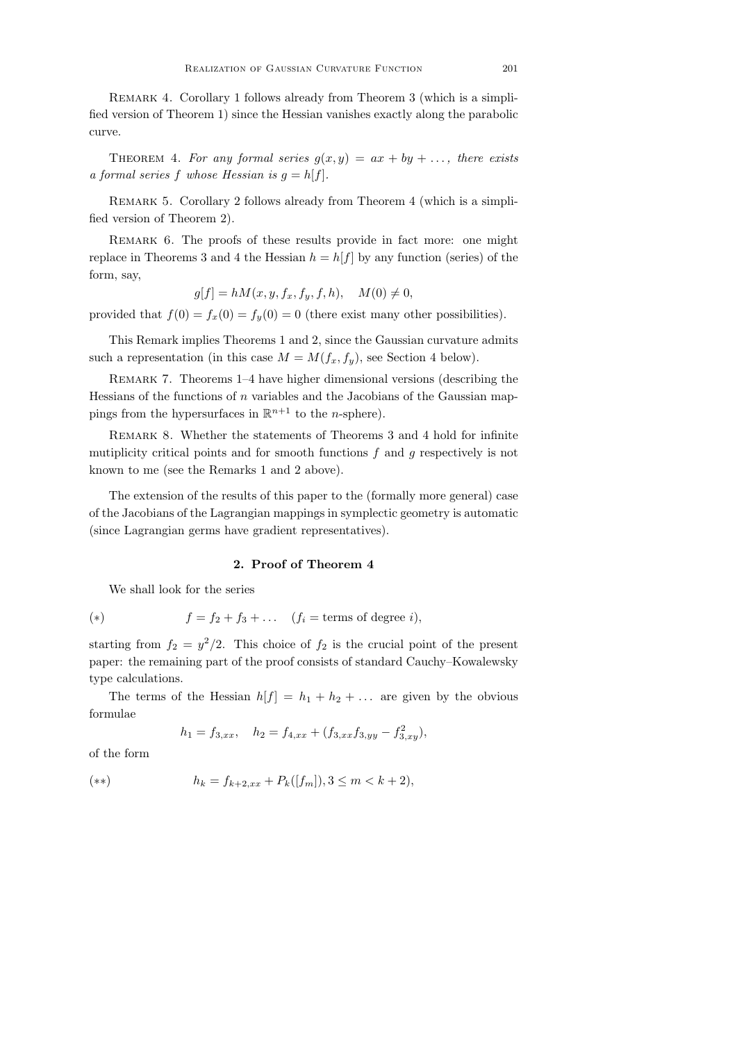Remark 4. Corollary 1 follows already from Theorem 3 (which is a simplified version of Theorem 1) since the Hessian vanishes exactly along the parabolic curve.

Theorem 4. *For any formal series $g(x,y) = ax + by + \dots$, there exists a formal series $f$ whose Hessian is $g = h[f]$.*

Remark 5. Corollary 2 follows already from Theorem 4 (which is a simplified version of Theorem 2).

Remark 6. The proofs of these results provide in fact more: one might replace in Theorems 3 and 4 the Hessian $h = h[f]$ by any function (series) of the form, say,

$$g[f] = hM(x, y, f_x, f_y, f, h), \quad M(0) \neq 0,$$

provided that $f(0) = f_x(0) = f_y(0) = 0$ (there exist many other possibilities).

This Remark implies Theorems 1 and 2, since the Gaussian curvature admits such a representation (in this case $M = M(f_x, f_y)$, see Section 4 below).

Remark 7. Theorems 1–4 have higher dimensional versions (describing the Hessians of the functions of $n$ variables and the Jacobians of the Gaussian mappings from the hypersurfaces in $\mathbb{R}^{n+1}$ to the $n$-sphere).

Remark 8. Whether the statements of Theorems 3 and 4 hold for infinite mutiplicity critical points and for smooth functions $f$ and $g$ respectively is not known to me (see the Remarks 1 and 2 above).

The extension of the results of this paper to the (formally more general) case of the Jacobians of the Lagrangian mappings in symplectic geometry is automatic (since Lagrangian germs have gradient representatives).

## 2. Proof of Theorem 4

We shall look for the series

$$(*) \qquad f = f_2 + f_3 + \dots \quad (f_i = \text{terms of degree } i),$$

starting from $f_2 = y^2/2$. This choice of $f_2$ is the crucial point of the present paper: the remaining part of the proof consists of standard Cauchy–Kowalewsky type calculations.

The terms of the Hessian $h[f] = h_1 + h_2 + \dots$ are given by the obvious formulae

$$h_1 = f_{3,xx}, \quad h_2 = f_{4,xx} + (f_{3,xx}f_{3,yy} - f_{3,xy}^2),$$

of the form

$$(**) \qquad h_k = f_{k+2,xx} + P_k([f_m]), 3 \leq m < k+2),$$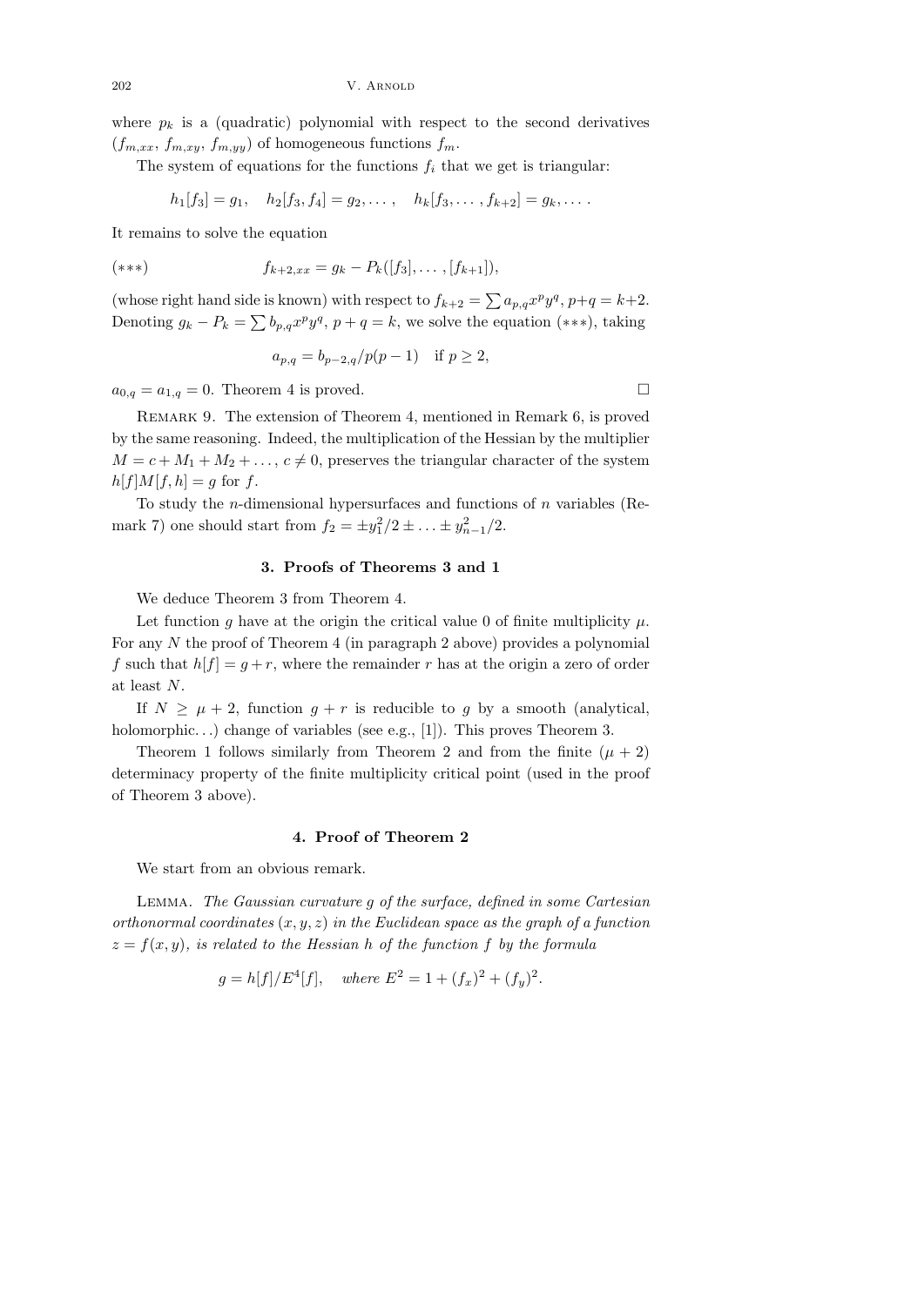where $p_k$ is a (quadratic) polynomial with respect to the second derivatives $(f_{m,xx}, f_{m,xy}, f_{m,yy})$ of homogeneous functions $f_m$.

The system of equations for the functions $f_i$ that we get is triangular:

$$h_1[f_3] = g_1, \quad h_2[f_3, f_4] = g_2, \dots, \quad h_k[f_3, \dots, f_{k+2}] = g_k, \dots .$$

It remains to solve the equation

$$(***) \qquad\qquad f_{k+2,xx} = g_k - P_k([f_3], \dots, [f_{k+1}]),$$

(whose right hand side is known) with respect to $f_{k+2} = \sum a_{p,q}x^p y^q$, $p+q = k+2$. Denoting $g_k - P_k = \sum b_{p,q}x^p y^q$, $p+q=k$, we solve the equation $(***)$, taking

$$a_{p,q} = b_{p-2,q}/p(p-1) \quad \text{if } p \geq 2,$$

$a_{0,q} = a_{1,q} = 0$. Theorem 4 is proved. □

Remark 9. The extension of Theorem 4, mentioned in Remark 6, is proved by the same reasoning. Indeed, the multiplication of the Hessian by the multiplier $M = c + M_1 + M_2 + \dots$, $c \neq 0$, preserves the triangular character of the system $h[f]M[f,h] = g$ for $f$.

To study the $n$-dimensional hypersurfaces and functions of $n$ variables (Remark 7) one should start from $f_2 = \pm y_1^2/2 \pm \dots \pm y_{n-1}^2/2$.

## 3. Proofs of Theorems 3 and 1

We deduce Theorem 3 from Theorem 4.

Let function $g$ have at the origin the critical value 0 of finite multiplicity $\mu$. For any $N$ the proof of Theorem 4 (in paragraph 2 above) provides a polynomial $f$ such that $h[f] = g + r$, where the remainder $r$ has at the origin a zero of order at least $N$.

If $N \geq \mu + 2$, function $g + r$ is reducible to $g$ by a smooth (analytical, holomorphic...) change of variables (see e.g., [1]). This proves Theorem 3.

Theorem 1 follows similarly from Theorem 2 and from the finite $(\mu + 2)$ determinacy property of the finite multiplicity critical point (used in the proof of Theorem 3 above).

## 4. Proof of Theorem 2

We start from an obvious remark.

Lemma. *The Gaussian curvature $g$ of the surface, defined in some Cartesian orthonormal coordinates $(x, y, z)$ in the Euclidean space as the graph of a function $z = f(x, y)$, is related to the Hessian $h$ of the function $f$ by the formula*

$$g = h[f]/E^4[f], \quad \textit{where } E^2 = 1 + (f_x)^2 + (f_y)^2.$$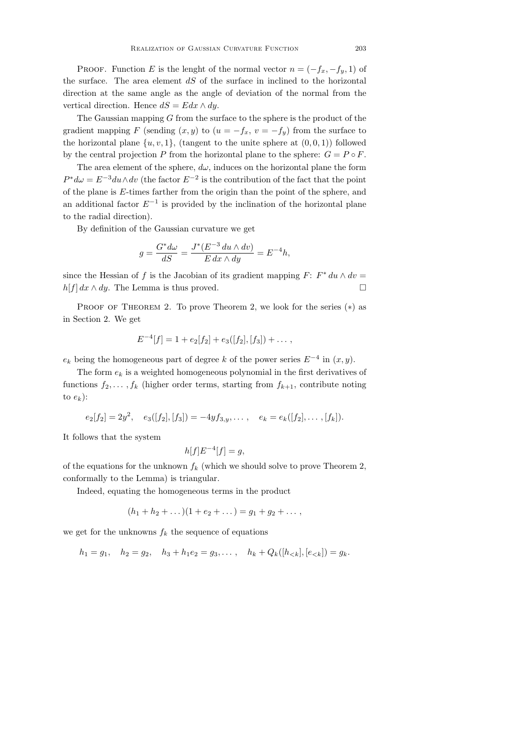Proof. Function $E$ is the lenght of the normal vector $n = (-f_x, -f_y, 1)$ of the surface. The area element $dS$ of the surface in inclined to the horizontal direction at the same angle as the angle of deviation of the normal from the vertical direction. Hence $dS = E dx \wedge dy$.

The Gaussian mapping $G$ from the surface to the sphere is the product of the gradient mapping $F$ (sending $(x, y)$ to $(u = -f_x,\ v = -f_y)$ from the surface to the horizontal plane $\{u, v, 1\}$, (tangent to the unite sphere at $(0, 0, 1)$) followed by the central projection $P$ from the horizontal plane to the sphere: $G = P \circ F$.

The area element of the sphere, $d\omega$, induces on the horizontal plane the form $P^* d\omega = E^{-3} du \wedge dv$ (the factor $E^{-2}$ is the contribution of the fact that the point of the plane is $E$-times farther from the origin than the point of the sphere, and an additional factor $E^{-1}$ is provided by the inclination of the horizontal plane to the radial direction).

By definition of the Gaussian curvature we get

$$g = \frac{G^* d\omega}{dS} = \frac{J^*(E^{-3}\, du \wedge dv)}{E\, dx \wedge dy} = E^{-4} h,$$

since the Hessian of $f$ is the Jacobian of its gradient mapping $F$: $F^*\, du \wedge dv = h[f]\, dx \wedge dy$. The Lemma is thus proved. $\square$

Proof of Theorem 2. To prove Theorem 2, we look for the series $(*)$ as in Section 2. We get

$$E^{-4}[f] = 1 + e_2[f_2] + e_3([f_2], [f_3]) + \dots ,$$

$e_k$ being the homogeneous part of degree $k$ of the power series $E^{-4}$ in $(x, y)$.

The form $e_k$ is a weighted homogeneous polynomial in the first derivatives of functions $f_2, \dots , f_k$ (higher order terms, starting from $f_{k+1}$, contribute noting to $e_k$):

$$e_2[f_2] = 2y^2, \quad e_3([f_2], [f_3]) = -4y f_{3,y}, \dots , \quad e_k = e_k([f_2], \dots , [f_k]).$$

It follows that the system

$$h[f] E^{-4}[f] = g,$$

of the equations for the unknown $f_k$ (which we should solve to prove Theorem 2, conformally to the Lemma) is triangular.

Indeed, equating the homogeneous terms in the product

$$(h_1 + h_2 + \dots)(1 + e_2 + \dots) = g_1 + g_2 + \dots ,$$

we get for the unknowns $f_k$ the sequence of equations

$$h_1 = g_1, \quad h_2 = g_2, \quad h_3 + h_1 e_2 = g_3, \dots , \quad h_k + Q_k([h_{<k}], [e_{<k}]) = g_k.$$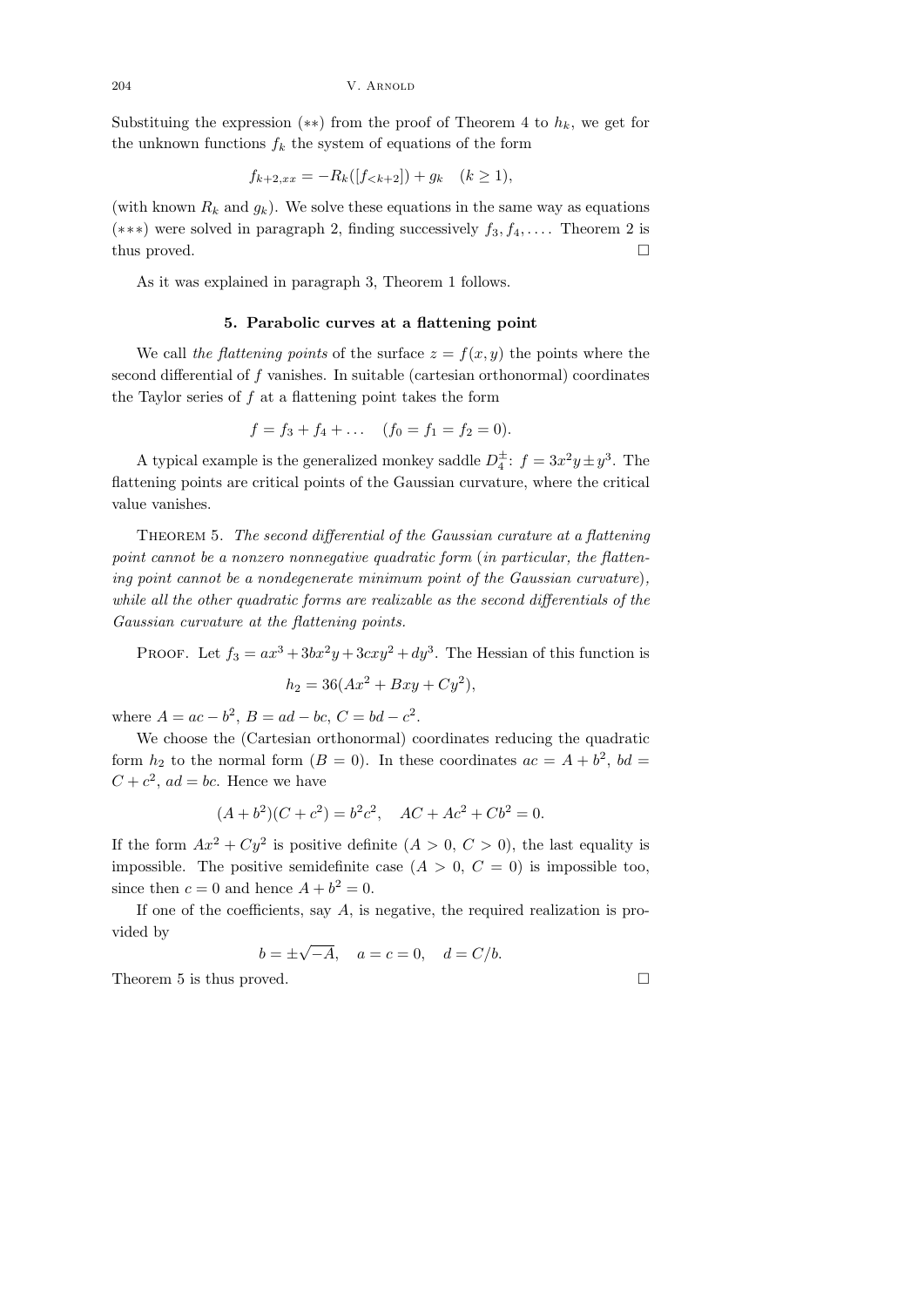Substituing the expression $(**)$ from the proof of Theorem 4 to $h_k$, we get for the unknown functions $f_k$ the system of equations of the form

$$f_{k+2,xx} = -R_k([f_{<k+2}]) + g_k \quad (k \geq 1),$$

(with known $R_k$ and $g_k$). We solve these equations in the same way as equations $(***)$ were solved in paragraph 2, finding successively $f_3, f_4, \ldots$. Theorem 2 is thus proved. □

As it was explained in paragraph 3, Theorem 1 follows.

## 5. Parabolic curves at a flattening point

We call *the flattening points* of the surface $z = f(x, y)$ the points where the second differential of $f$ vanishes. In suitable (cartesian orthonormal) coordinates the Taylor series of $f$ at a flattening point takes the form

$$f = f_3 + f_4 + \ldots \quad (f_0 = f_1 = f_2 = 0).$$

A typical example is the generalized monkey saddle $D_4^{\pm}$: $f = 3x^2y \pm y^3$. The flattening points are critical points of the Gaussian curvature, where the critical value vanishes.

THEOREM 5. *The second differential of the Gaussian curature at a flattening point cannot be a nonzero nonnegative quadratic form* (*in particular, the flattening point cannot be a nondegenerate minimum point of the Gaussian curvature*)*, while all the other quadratic forms are realizable as the second differentials of the Gaussian curvature at the flattening points.*

PROOF. Let $f_3 = ax^3 + 3bx^2y + 3cxy^2 + dy^3$. The Hessian of this function is

$$h_2 = 36(Ax^2 + Bxy + Cy^2),$$

where $A = ac - b^2$, $B = ad - bc$, $C = bd - c^2$.

We choose the (Cartesian orthonormal) coordinates reducing the quadratic form $h_2$ to the normal form ($B = 0$). In these coordinates $ac = A + b^2$, $bd = C + c^2$, $ad = bc$. Hence we have

$$(A + b^2)(C + c^2) = b^2c^2, \quad AC + Ac^2 + Cb^2 = 0.$$

If the form $Ax^2 + Cy^2$ is positive definite ($A > 0$, $C > 0$), the last equality is impossible. The positive semidefinite case ($A > 0$, $C = 0$) is impossible too, since then $c = 0$ and hence $A + b^2 = 0$.

If one of the coefficients, say $A$, is negative, the required realization is provided by

$$b = \pm\sqrt{-A}, \quad a = c = 0, \quad d = C/b.$$

Theorem 5 is thus proved. □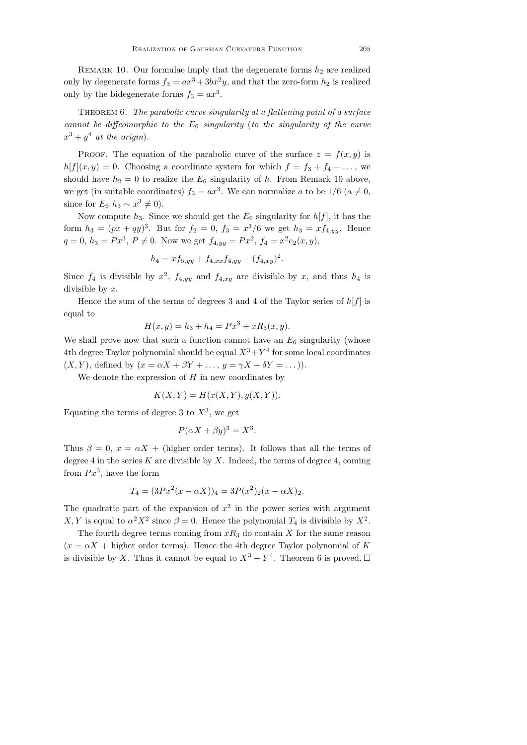Remark 10. Our formulae imply that the degenerate forms $h_2$ are realized only by degenerate forms $f_3 = ax^3 + 3bx^2y$, and that the zero-form $h_2$ is realized only by the bidegenerate forms $f_3 = ax^3$.

Theorem 6. *The parabolic curve singularity at a flattening point of a surface cannot be diffeomorphic to the $E_6$ singularity* (*to the singularity of the curve $x^3 + y^4$ at the origin*).

Proof. The equation of the parabolic curve of the surface $z = f(x, y)$ is $h[f](x, y) = 0$. Choosing a coordinate system for which $f = f_3 + f_4 + \dots$, we should have $h_2 = 0$ to realize the $E_6$ singularity of $h$. From Remark 10 above, we get (in suitable coordinates) $f_3 = ax^3$. We can normalize $a$ to be $1/6$ ($a \neq 0$, since for $E_6$ $h_3 \sim x^3 \neq 0$).

Now compute $h_3$. Since we should get the $E_6$ singularity for $h[f]$, it has the form $h_3 = (px + qy)^3$. But for $f_2 = 0$, $f_3 = x^3/6$ we get $h_3 = xf_{4,yy}$. Hence $q = 0$, $h_3 = Px^3$, $P \neq 0$. Now we get $f_{4,yy} = Px^2$, $f_4 = x^2 e_2(x, y)$,

$$h_4 = xf_{5,yy} + f_{4,xx} f_{4,yy} - (f_{4,xy})^2.$$

Since $f_4$ is divisible by $x^2$, $f_{4,yy}$ and $f_{4,xy}$ are divisible by $x$, and thus $h_4$ is divisible by $x$.

Hence the sum of the terms of degrees 3 and 4 of the Taylor series of $h[f]$ is equal to

$$H(x, y) = h_3 + h_4 = Px^3 + xR_3(x, y).$$

We shall prove now that such a function cannot have an $E_6$ singularity (whose 4th degree Taylor polynomial should be equal $X^3 + Y^4$ for some local coordinates $(X, Y)$, defined by $(x = \alpha X + \beta Y + \dots,\ y = \gamma X + \delta Y = \dots)$).

We denote the expression of $H$ in new coordinates by

$$K(X, Y) = H(x(X, Y), y(X, Y)).$$

Equating the terms of degree 3 to $X^3$, we get

$$P(\alpha X + \beta y)^3 = X^3.$$

Thus $\beta = 0$, $x = \alpha X +$ (higher order terms). It follows that all the terms of degree 4 in the series $K$ are divisible by $X$. Indeed, the terms of degree 4, coming from $Px^3$, have the form

$$T_4 = (3Px^2(x - \alpha X))_4 = 3P(x^2)_2(x - \alpha X)_2.$$

The quadratic part of the expansion of $x^2$ in the power series with argument $X, Y$ is equal to $\alpha^2 X^2$ since $\beta = 0$. Hence the polynomial $T_4$ is divisible by $X^2$.

The fourth degree terms coming from $xR_3$ do contain $X$ for the same reason ($x = \alpha X +$ higher order terms). Hence the 4th degree Taylor polynomial of $K$ is divisible by $X$. Thus it cannot be equal to $X^3 + Y^4$. Theorem 6 is proved. □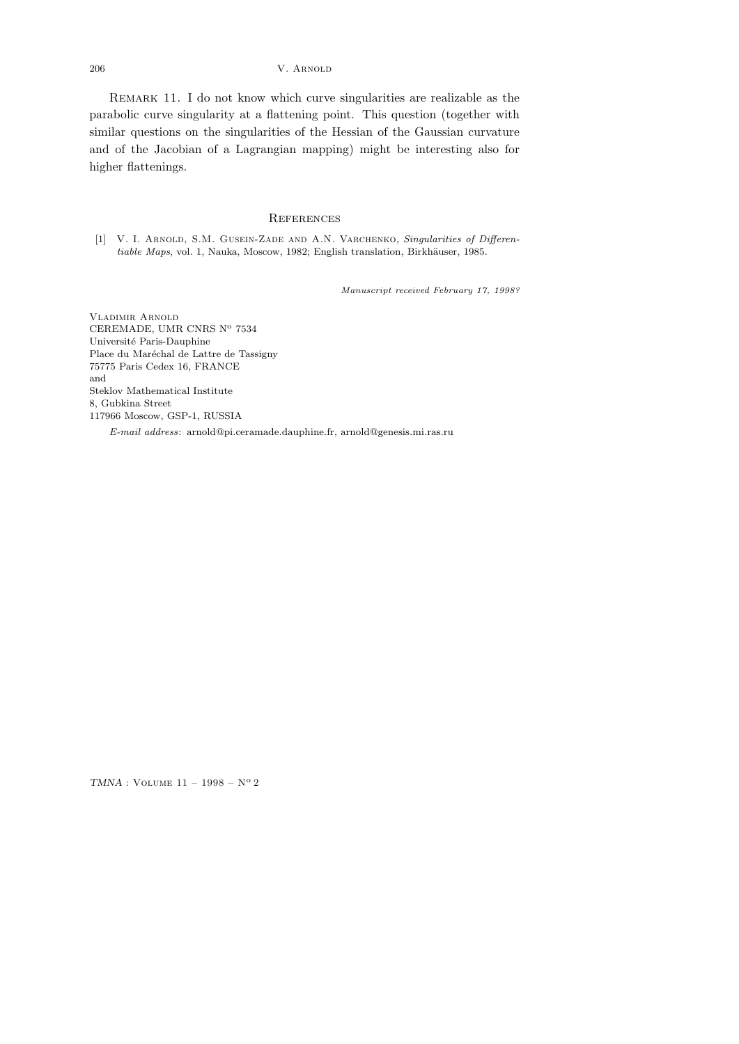Remark 11. I do not know which curve singularities are realizable as the parabolic curve singularity at a flattening point. This question (together with similar questions on the singularities of the Hessian of the Gaussian curvature and of the Jacobian of a Lagrangian mapping) might be interesting also for higher flattenings.

## References

[1] V. I. Arnold, S.M. Gusein-Zade and A.N. Varchenko, *Singularities of Differentiable Maps*, vol. 1, Nauka, Moscow, 1982; English translation, Birkhäuser, 1985.

*Manuscript received February 17, 1998?*

Vladimir Arnold
CEREMADE, UMR CNRS N[o] 7534
Université Paris-Dauphine
Place du Maréchal de Lattre de Tassigny
75775 Paris Cedex 16, FRANCE
and
Steklov Mathematical Institute
8, Gubkina Street
117966 Moscow, GSP-1, RUSSIA

*E-mail address*: arnold@pi.ceramade.dauphine.fr, arnold@genesis.mi.ras.ru